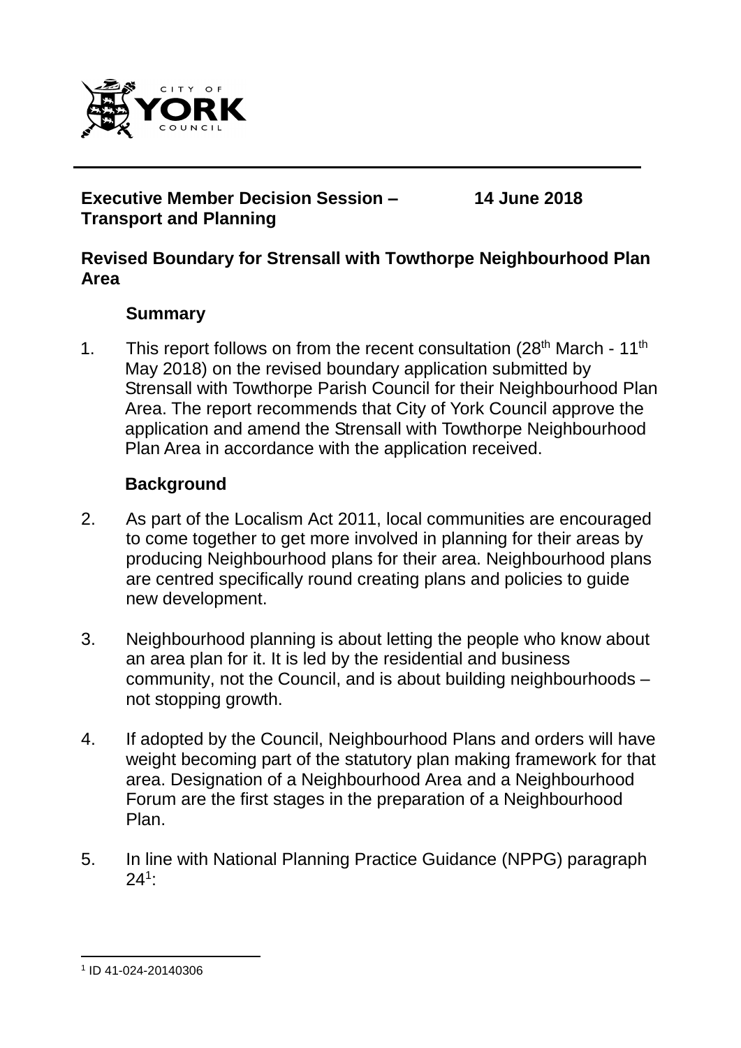**Executive Member Decision Session – Transport and Planning** **14 June 2018**

**Revised Boundary for Strensall with Towthorpe Neighbourhood Plan Area**

**Summary**

1. This report follows on from the recent consultation (28th March - 11th May 2018) on the revised boundary application submitted by Strensall with Towthorpe Parish Council for their Neighbourhood Plan Area. The report recommends that City of York Council approve the application and amend the Strensall with Towthorpe Neighbourhood Plan Area in accordance with the application received.

**Background**

2. As part of the Localism Act 2011, local communities are encouraged to come together to get more involved in planning for their areas by producing Neighbourhood plans for their area. Neighbourhood plans are centred specifically round creating plans and policies to guide new development.

3. Neighbourhood planning is about letting the people who know about an area plan for it. It is led by the residential and business community, not the Council, and is about building neighbourhoods – not stopping growth.

4. If adopted by the Council, Neighbourhood Plans and orders will have weight becoming part of the statutory plan making framework for that area. Designation of a Neighbourhood Area and a Neighbourhood Forum are the first stages in the preparation of a Neighbourhood Plan.

5. In line with National Planning Practice Guidance (NPPG) paragraph 24[1]:

[1] ID 41-024-20140306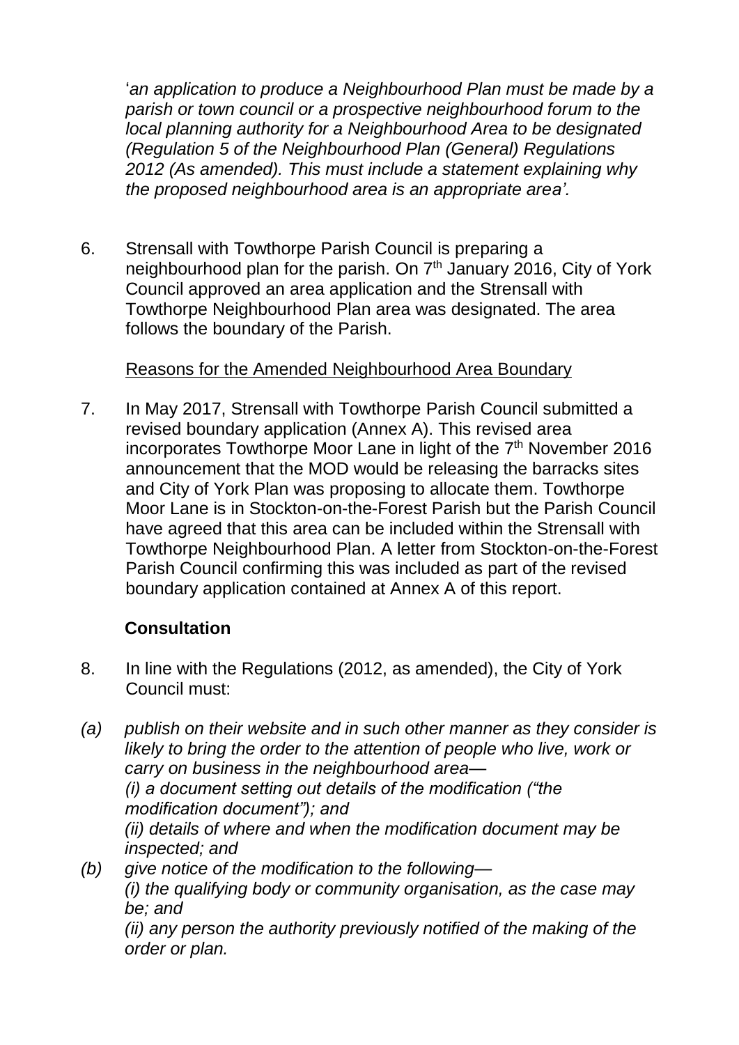*'an application to produce a Neighbourhood Plan must be made by a parish or town council or a prospective neighbourhood forum to the local planning authority for a Neighbourhood Area to be designated (Regulation 5 of the Neighbourhood Plan (General) Regulations 2012 (As amended). This must include a statement explaining why the proposed neighbourhood area is an appropriate area'.*

6. Strensall with Towthorpe Parish Council is preparing a neighbourhood plan for the parish. On 7th January 2016, City of York Council approved an area application and the Strensall with Towthorpe Neighbourhood Plan area was designated. The area follows the boundary of the Parish.

Reasons for the Amended Neighbourhood Area Boundary

7. In May 2017, Strensall with Towthorpe Parish Council submitted a revised boundary application (Annex A). This revised area incorporates Towthorpe Moor Lane in light of the 7th November 2016 announcement that the MOD would be releasing the barracks sites and City of York Plan was proposing to allocate them. Towthorpe Moor Lane is in Stockton-on-the-Forest Parish but the Parish Council have agreed that this area can be included within the Strensall with Towthorpe Neighbourhood Plan. A letter from Stockton-on-the-Forest Parish Council confirming this was included as part of the revised boundary application contained at Annex A of this report.

**Consultation**

8. In line with the Regulations (2012, as amended), the City of York Council must:

*(a) publish on their website and in such other manner as they consider is likely to bring the order to the attention of people who live, work or carry on business in the neighbourhood area—*
*(i) a document setting out details of the modification ("the modification document"); and*
*(ii) details of where and when the modification document may be inspected; and*

*(b) give notice of the modification to the following—*
*(i) the qualifying body or community organisation, as the case may be; and*
*(ii) any person the authority previously notified of the making of the order or plan.*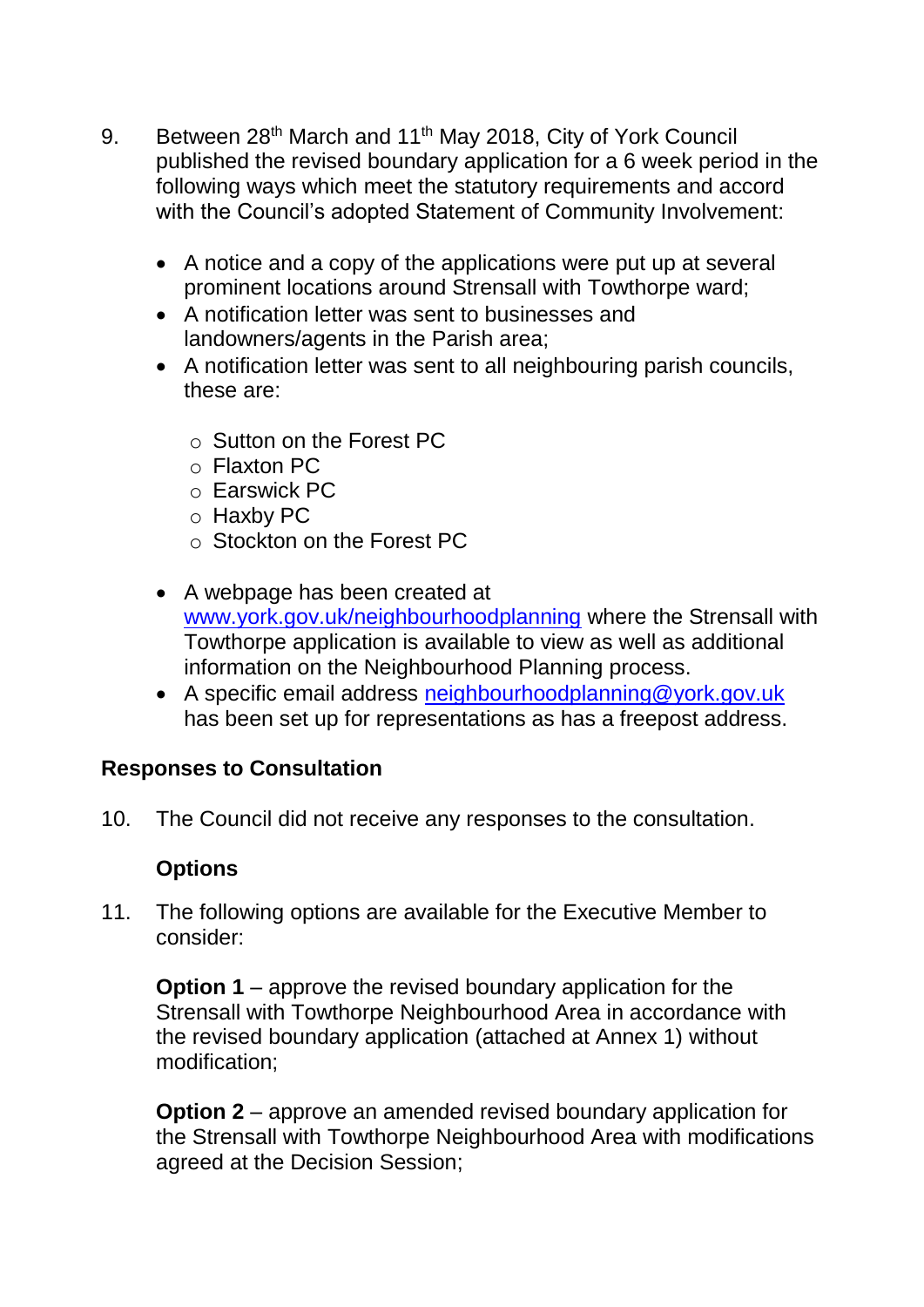9. Between 28th March and 11th May 2018, City of York Council published the revised boundary application for a 6 week period in the following ways which meet the statutory requirements and accord with the Council's adopted Statement of Community Involvement:

   - A notice and a copy of the applications were put up at several prominent locations around Strensall with Towthorpe ward;
   - A notification letter was sent to businesses and landowners/agents in the Parish area;
   - A notification letter was sent to all neighbouring parish councils, these are:
     - Sutton on the Forest PC
     - Flaxton PC
     - Earswick PC
     - Haxby PC
     - Stockton on the Forest PC
   - A webpage has been created at [www.york.gov.uk/neighbourhoodplanning](www.york.gov.uk/neighbourhoodplanning) where the Strensall with Towthorpe application is available to view as well as additional information on the Neighbourhood Planning process.
   - A specific email address [neighbourhoodplanning@york.gov.uk](mailto:neighbourhoodplanning@york.gov.uk) has been set up for representations as has a freepost address.

**Responses to Consultation**

10. The Council did not receive any responses to the consultation.

**Options**

11. The following options are available for the Executive Member to consider:

    **Option 1** – approve the revised boundary application for the Strensall with Towthorpe Neighbourhood Area in accordance with the revised boundary application (attached at Annex 1) without modification;

    **Option 2** – approve an amended revised boundary application for the Strensall with Towthorpe Neighbourhood Area with modifications agreed at the Decision Session;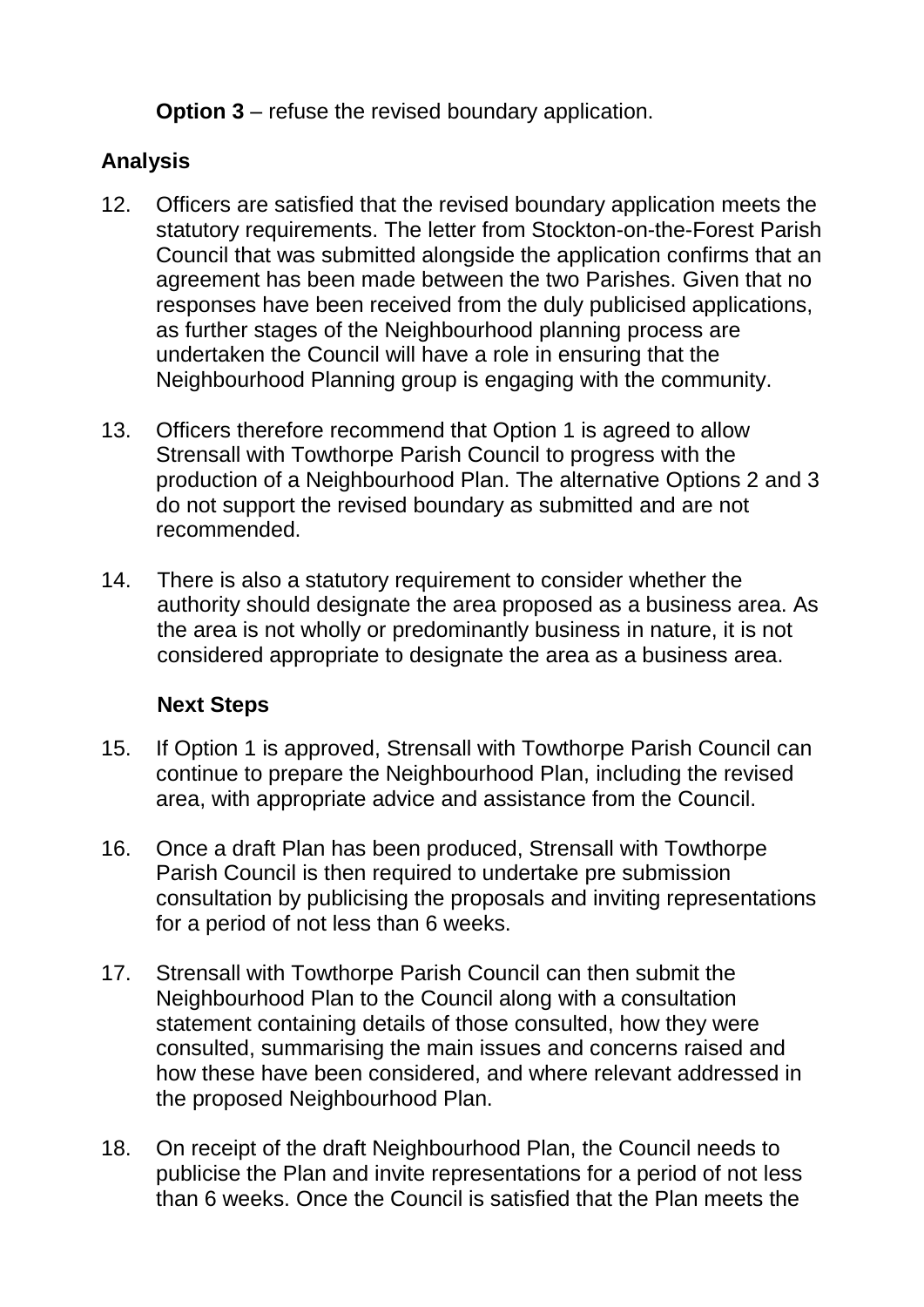**Option 3** – refuse the revised boundary application.

## Analysis

12. Officers are satisfied that the revised boundary application meets the statutory requirements. The letter from Stockton-on-the-Forest Parish Council that was submitted alongside the application confirms that an agreement has been made between the two Parishes. Given that no responses have been received from the duly publicised applications, as further stages of the Neighbourhood planning process are undertaken the Council will have a role in ensuring that the Neighbourhood Planning group is engaging with the community.

13. Officers therefore recommend that Option 1 is agreed to allow Strensall with Towthorpe Parish Council to progress with the production of a Neighbourhood Plan. The alternative Options 2 and 3 do not support the revised boundary as submitted and are not recommended.

14. There is also a statutory requirement to consider whether the authority should designate the area proposed as a business area. As the area is not wholly or predominantly business in nature, it is not considered appropriate to designate the area as a business area.

## Next Steps

15. If Option 1 is approved, Strensall with Towthorpe Parish Council can continue to prepare the Neighbourhood Plan, including the revised area, with appropriate advice and assistance from the Council.

16. Once a draft Plan has been produced, Strensall with Towthorpe Parish Council is then required to undertake pre submission consultation by publicising the proposals and inviting representations for a period of not less than 6 weeks.

17. Strensall with Towthorpe Parish Council can then submit the Neighbourhood Plan to the Council along with a consultation statement containing details of those consulted, how they were consulted, summarising the main issues and concerns raised and how these have been considered, and where relevant addressed in the proposed Neighbourhood Plan.

18. On receipt of the draft Neighbourhood Plan, the Council needs to publicise the Plan and invite representations for a period of not less than 6 weeks. Once the Council is satisfied that the Plan meets the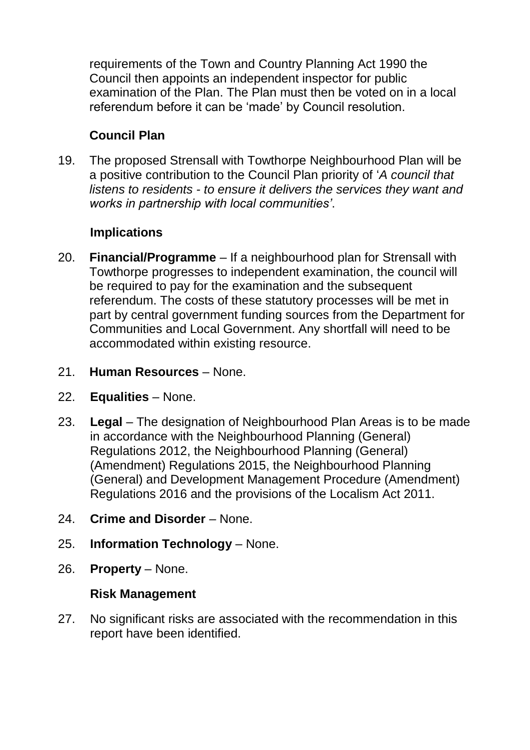requirements of the Town and Country Planning Act 1990 the Council then appoints an independent inspector for public examination of the Plan. The Plan must then be voted on in a local referendum before it can be 'made' by Council resolution.

## Council Plan

19. The proposed Strensall with Towthorpe Neighbourhood Plan will be a positive contribution to the Council Plan priority of '*A council that listens to residents - to ensure it delivers the services they want and works in partnership with local communities'*.

## Implications

20. **Financial/Programme** – If a neighbourhood plan for Strensall with Towthorpe progresses to independent examination, the council will be required to pay for the examination and the subsequent referendum. The costs of these statutory processes will be met in part by central government funding sources from the Department for Communities and Local Government. Any shortfall will need to be accommodated within existing resource.

21. **Human Resources** – None.

22. **Equalities** – None.

23. **Legal** – The designation of Neighbourhood Plan Areas is to be made in accordance with the Neighbourhood Planning (General) Regulations 2012, the Neighbourhood Planning (General) (Amendment) Regulations 2015, the Neighbourhood Planning (General) and Development Management Procedure (Amendment) Regulations 2016 and the provisions of the Localism Act 2011.

24. **Crime and Disorder** – None.

25. **Information Technology** – None.

26. **Property** – None.

## Risk Management

27. No significant risks are associated with the recommendation in this report have been identified.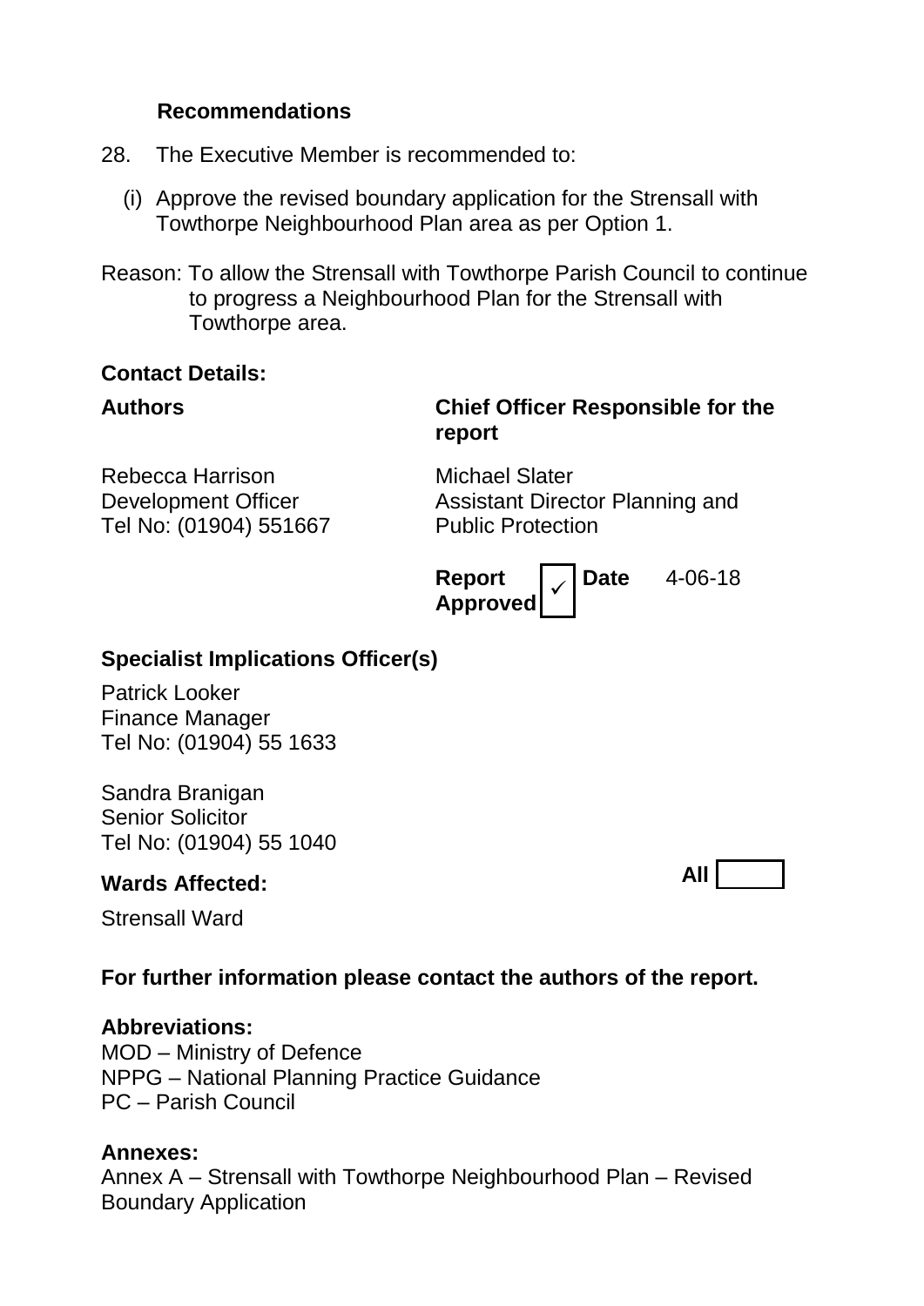### Recommendations

28. The Executive Member is recommended to:

    (i) Approve the revised boundary application for the Strensall with Towthorpe Neighbourhood Plan area as per Option 1.

Reason: To allow the Strensall with Towthorpe Parish Council to continue to progress a Neighbourhood Plan for the Strensall with Towthorpe area.

**Contact Details:**

| **Authors** | **Chief Officer Responsible for the report** |
|---|---|
| Rebecca Harrison<br>Development Officer<br>Tel No: (01904) 551667 | Michael Slater<br>Assistant Director Planning and Public Protection |
| | **Report Approved** ✓ **Date** 4-06-18 |

**Specialist Implications Officer(s)**

Patrick Looker
Finance Manager
Tel No: (01904) 55 1633

Sandra Branigan
Senior Solicitor
Tel No: (01904) 55 1040

**Wards Affected:** **All** ☐

Strensall Ward

**For further information please contact the authors of the report.**

**Abbreviations:**
MOD – Ministry of Defence
NPPG – National Planning Practice Guidance
PC – Parish Council

**Annexes:**
Annex A – Strensall with Towthorpe Neighbourhood Plan – Revised Boundary Application